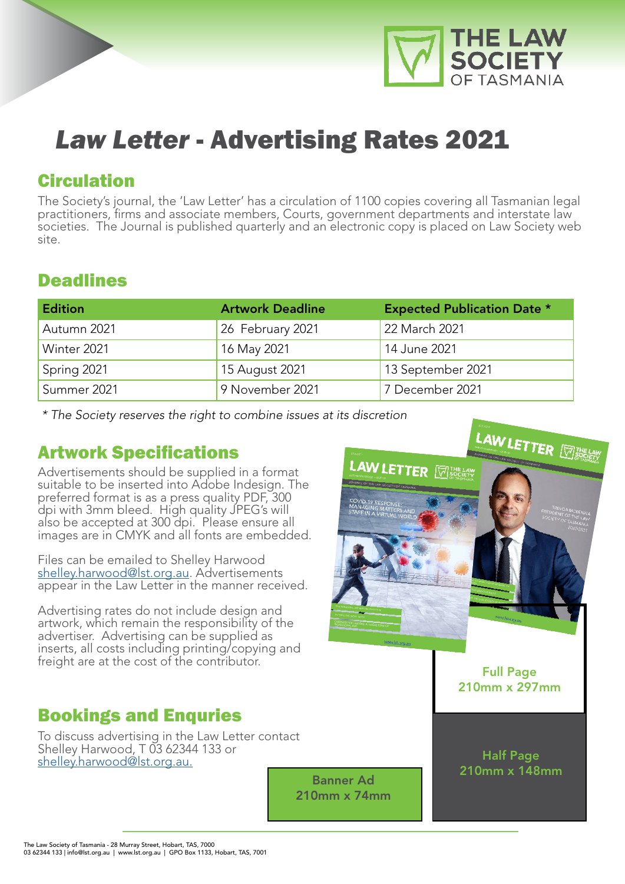# *Law Letter* - Advertising Rates 2021

## Circulation

The Society's journal, the 'Law Letter' has a circulation of 1100 copies covering all Tasmanian legal practitioners, firms and associate members, Courts, government departments and interstate law societies. The Journal is published quarterly and an electronic copy is placed on Law Society web site.

## Deadlines

| Edition | Artwork Deadline | Expected Publication Date * |
|---|---|---|
| Autumn 2021 | 26 February 2021 | 22 March 2021 |
| Winter 2021 | 16 May 2021 | 14 June 2021 |
| Spring 2021 | 15 August 2021 | 13 September 2021 |
| Summer 2021 | 9 November 2021 | 7 December 2021 |

*\* The Society reserves the right to combine issues at its discretion*

## Artwork Specifications

Advertisements should be supplied in a format suitable to be inserted into Adobe Indesign. The preferred format is as a press quality PDF, 300 dpi with 3mm bleed. High quality JPEG's will also be accepted at 300 dpi. Please ensure all images are in CMYK and all fonts are embedded.

Files can be emailed to Shelley Harwood shelley.harwood@lst.org.au. Advertisements appear in the Law Letter in the manner received.

Advertising rates do not include design and artwork, which remain the responsibility of the advertiser. Advertising can be supplied as inserts, all costs including printing/copying and freight are at the cost of the contributor.

**Full Page**
**210mm x 297mm**

**Half Page**
**210mm x 148mm**

**Banner Ad**
**210mm x 74mm**

## Bookings and Enquries

To discuss advertising in the Law Letter contact Shelley Harwood, T 03 62344 133 or shelley.harwood@lst.org.au.

The Law Society of Tasmania - 28 Murray Street, Hobart, TAS, 7000
03 62344 133 | info@lst.org.au | www.lst.org.au | GPO Box 1133, Hobart, TAS, 7001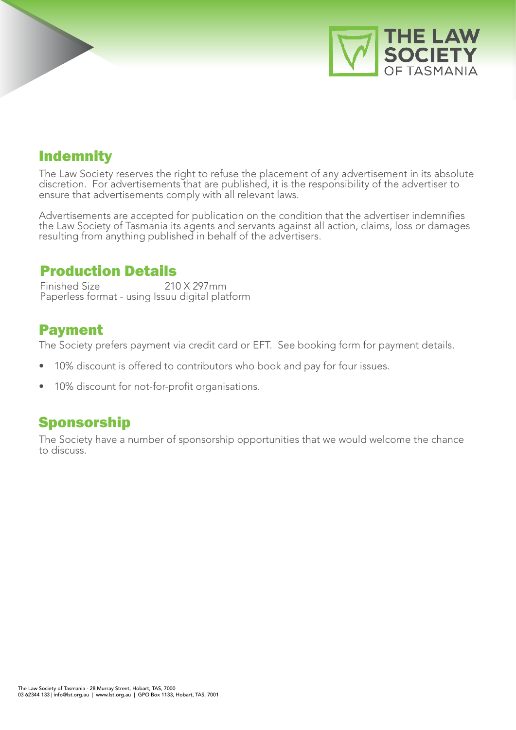## Indemnity

The Law Society reserves the right to refuse the placement of any advertisement in its absolute discretion. For advertisements that are published, it is the responsibility of the advertiser to ensure that advertisements comply with all relevant laws.

Advertisements are accepted for publication on the condition that the advertiser indemnifies the Law Society of Tasmania its agents and servants against all action, claims, loss or damages resulting from anything published in behalf of the advertisers.

## Production Details

Finished Size 210 X 297mm
Paperless format - using Issuu digital platform

## Payment

The Society prefers payment via credit card or EFT. See booking form for payment details.

- 10% discount is offered to contributors who book and pay for four issues.
- 10% discount for not-for-profit organisations.

## Sponsorship

The Society have a number of sponsorship opportunities that we would welcome the chance to discuss.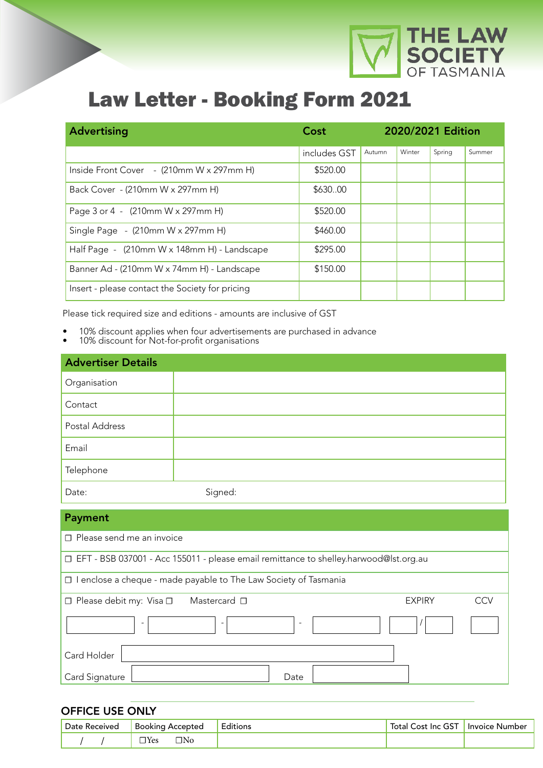THE LAW SOCIETY OF TASMANIA

# Law Letter - Booking Form 2021

| Advertising | Cost | 2020/2021 Edition | | | |
|---|---|---|---|---|---|
| | includes GST | Autumn | Winter | Spring | Summer |
| Inside Front Cover - (210mm W x 297mm H) | $520.00 | | | | |
| Back Cover - (210mm W x 297mm H) | $630..00 | | | | |
| Page 3 or 4 - (210mm W x 297mm H) | $520.00 | | | | |
| Single Page - (210mm W x 297mm H) | $460.00 | | | | |
| Half Page - (210mm W x 148mm H) - Landscape | $295.00 | | | | |
| Banner Ad - (210mm W x 74mm H) - Landscape | $150.00 | | | | |
| Insert - please contact the Society for pricing | | | | | |

Please tick required size and editions - amounts are inclusive of GST

- 10% discount applies when four advertisements are purchased in advance
- 10% discount for Not-for-profit organisations

| Advertiser Details | |
|---|---|
| Organisation | |
| Contact | |
| Postal Address | |
| Email | |
| Telephone | |
| Date: | Signed: |

## Payment

☐ Please send me an invoice

☐ EFT - BSB 037001 - Acc 155011 - please email remittance to shelley.harwood@lst.org.au

☐ I enclose a cheque - made payable to The Law Society of Tasmania

☐ Please debit my: Visa ☐ Mastercard ☐ EXPIRY CCV

\_\_\_\_ - \_\_\_\_ - \_\_\_\_ - \_\_\_\_ \_\_ / \_\_ \_\_\_

Card Holder

Card Signature Date

## OFFICE USE ONLY

| Date Received | Booking Accepted | Editions | Total Cost Inc GST | Invoice Number |
|---|---|---|---|---|
| / / | ☐Yes ☐No | | | |